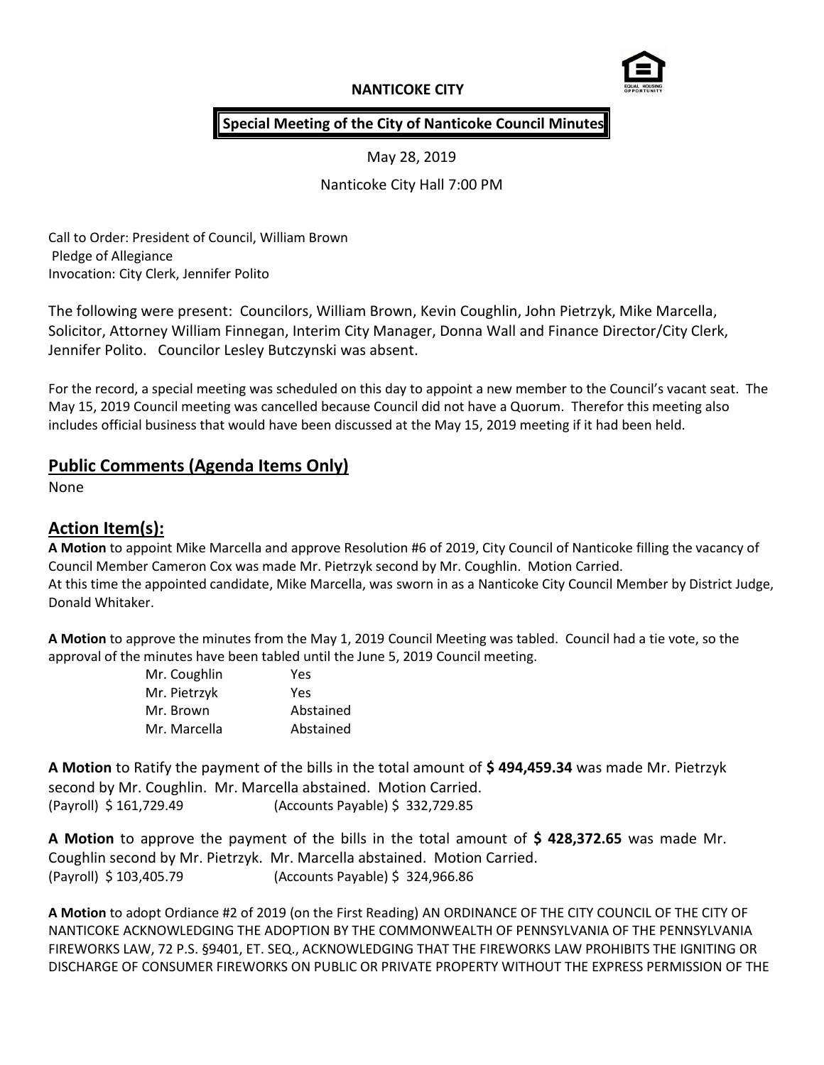**NANTICOKE CITY**

**Special Meeting of the City of Nanticoke Council Minutes**

May 28, 2019

Nanticoke City Hall 7:00 PM

Call to Order: President of Council, William Brown
Pledge of Allegiance
Invocation: City Clerk, Jennifer Polito

The following were present: Councilors, William Brown, Kevin Coughlin, John Pietrzyk, Mike Marcella, Solicitor, Attorney William Finnegan, Interim City Manager, Donna Wall and Finance Director/City Clerk, Jennifer Polito. Councilor Lesley Butczynski was absent.

For the record, a special meeting was scheduled on this day to appoint a new member to the Council's vacant seat. The May 15, 2019 Council meeting was cancelled because Council did not have a Quorum. Therefor this meeting also includes official business that would have been discussed at the May 15, 2019 meeting if it had been held.

## Public Comments (Agenda Items Only)

None

## Action Item(s):

**A Motion** to appoint Mike Marcella and approve Resolution #6 of 2019, City Council of Nanticoke filling the vacancy of Council Member Cameron Cox was made Mr. Pietrzyk second by Mr. Coughlin. Motion Carried.
At this time the appointed candidate, Mike Marcella, was sworn in as a Nanticoke City Council Member by District Judge, Donald Whitaker.

**A Motion** to approve the minutes from the May 1, 2019 Council Meeting was tabled. Council had a tie vote, so the approval of the minutes have been tabled until the June 5, 2019 Council meeting.

| | |
|---|---|
| Mr. Coughlin | Yes |
| Mr. Pietrzyk | Yes |
| Mr. Brown | Abstained |
| Mr. Marcella | Abstained |

**A Motion** to Ratify the payment of the bills in the total amount of **$ 494,459.34** was made Mr. Pietrzyk second by Mr. Coughlin. Mr. Marcella abstained. Motion Carried.
(Payroll) $ 161,729.49 (Accounts Payable) $ 332,729.85

**A Motion** to approve the payment of the bills in the total amount of **$ 428,372.65** was made Mr. Coughlin second by Mr. Pietrzyk. Mr. Marcella abstained. Motion Carried.
(Payroll) $ 103,405.79 (Accounts Payable) $ 324,966.86

**A Motion** to adopt Ordiance #2 of 2019 (on the First Reading) AN ORDINANCE OF THE CITY COUNCIL OF THE CITY OF NANTICOKE ACKNOWLEDGING THE ADOPTION BY THE COMMONWEALTH OF PENNSYLVANIA OF THE PENNSYLVANIA FIREWORKS LAW, 72 P.S. §9401, ET. SEQ., ACKNOWLEDGING THAT THE FIREWORKS LAW PROHIBITS THE IGNITING OR DISCHARGE OF CONSUMER FIREWORKS ON PUBLIC OR PRIVATE PROPERTY WITHOUT THE EXPRESS PERMISSION OF THE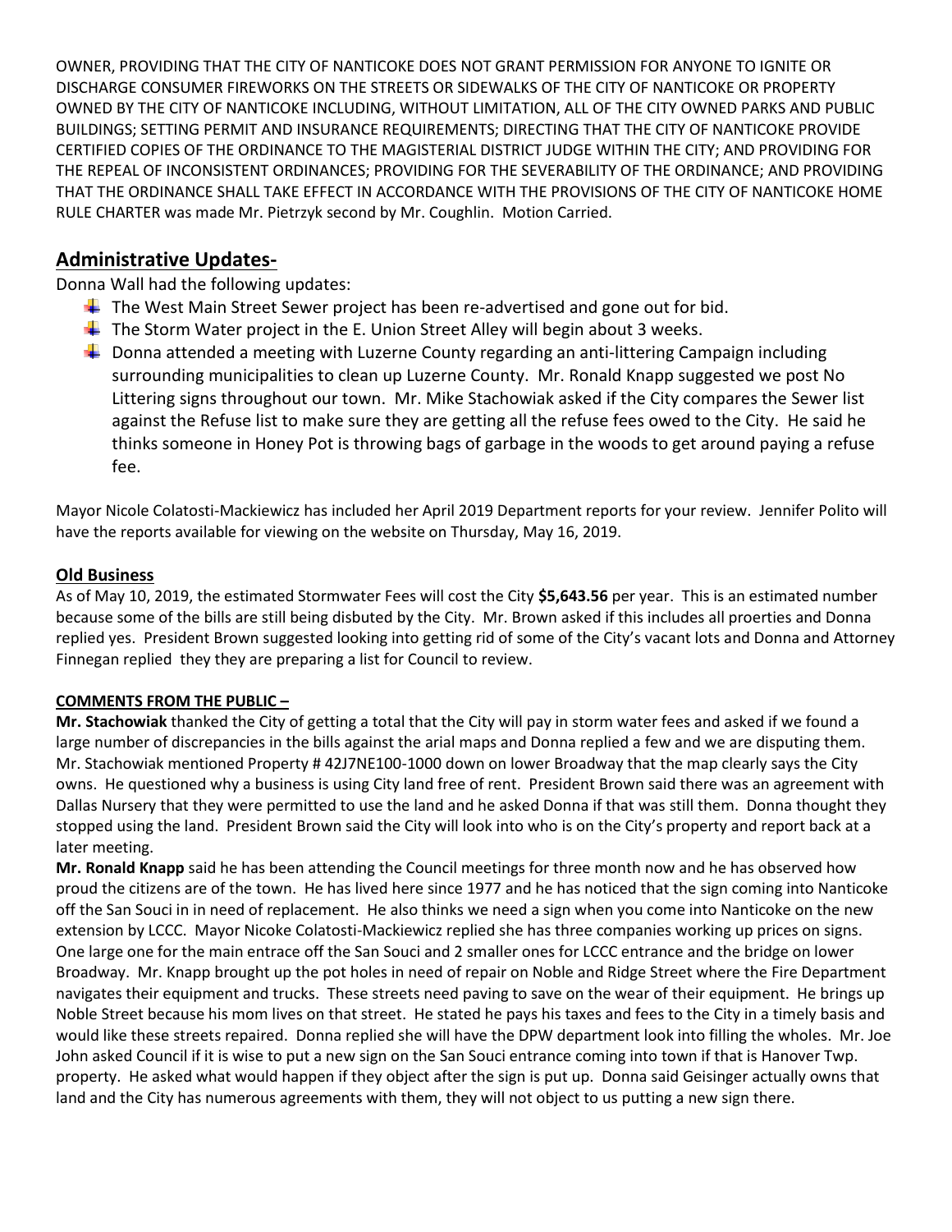OWNER, PROVIDING THAT THE CITY OF NANTICOKE DOES NOT GRANT PERMISSION FOR ANYONE TO IGNITE OR DISCHARGE CONSUMER FIREWORKS ON THE STREETS OR SIDEWALKS OF THE CITY OF NANTICOKE OR PROPERTY OWNED BY THE CITY OF NANTICOKE INCLUDING, WITHOUT LIMITATION, ALL OF THE CITY OWNED PARKS AND PUBLIC BUILDINGS; SETTING PERMIT AND INSURANCE REQUIREMENTS; DIRECTING THAT THE CITY OF NANTICOKE PROVIDE CERTIFIED COPIES OF THE ORDINANCE TO THE MAGISTERIAL DISTRICT JUDGE WITHIN THE CITY; AND PROVIDING FOR THE REPEAL OF INCONSISTENT ORDINANCES; PROVIDING FOR THE SEVERABILITY OF THE ORDINANCE; AND PROVIDING THAT THE ORDINANCE SHALL TAKE EFFECT IN ACCORDANCE WITH THE PROVISIONS OF THE CITY OF NANTICOKE HOME RULE CHARTER was made Mr. Pietrzyk second by Mr. Coughlin. Motion Carried.

## Administrative Updates-

Donna Wall had the following updates:

- The West Main Street Sewer project has been re-advertised and gone out for bid.
- The Storm Water project in the E. Union Street Alley will begin about 3 weeks.
- Donna attended a meeting with Luzerne County regarding an anti-littering Campaign including surrounding municipalities to clean up Luzerne County. Mr. Ronald Knapp suggested we post No Littering signs throughout our town. Mr. Mike Stachowiak asked if the City compares the Sewer list against the Refuse list to make sure they are getting all the refuse fees owed to the City. He said he thinks someone in Honey Pot is throwing bags of garbage in the woods to get around paying a refuse fee.

Mayor Nicole Colatosti-Mackiewicz has included her April 2019 Department reports for your review. Jennifer Polito will have the reports available for viewing on the website on Thursday, May 16, 2019.

**Old Business**

As of May 10, 2019, the estimated Stormwater Fees will cost the City **$5,643.56** per year. This is an estimated number because some of the bills are still being disbuted by the City. Mr. Brown asked if this includes all proerties and Donna replied yes. President Brown suggested looking into getting rid of some of the City's vacant lots and Donna and Attorney Finnegan replied they they are preparing a list for Council to review.

**COMMENTS FROM THE PUBLIC –**

**Mr. Stachowiak** thanked the City of getting a total that the City will pay in storm water fees and asked if we found a large number of discrepancies in the bills against the arial maps and Donna replied a few and we are disputing them. Mr. Stachowiak mentioned Property # 42J7NE100-1000 down on lower Broadway that the map clearly says the City owns. He questioned why a business is using City land free of rent. President Brown said there was an agreement with Dallas Nursery that they were permitted to use the land and he asked Donna if that was still them. Donna thought they stopped using the land. President Brown said the City will look into who is on the City's property and report back at a later meeting.

**Mr. Ronald Knapp** said he has been attending the Council meetings for three month now and he has observed how proud the citizens are of the town. He has lived here since 1977 and he has noticed that the sign coming into Nanticoke off the San Souci in in need of replacement. He also thinks we need a sign when you come into Nanticoke on the new extension by LCCC. Mayor Nicoke Colatosti-Mackiewicz replied she has three companies working up prices on signs. One large one for the main entrace off the San Souci and 2 smaller ones for LCCC entrance and the bridge on lower Broadway. Mr. Knapp brought up the pot holes in need of repair on Noble and Ridge Street where the Fire Department navigates their equipment and trucks. These streets need paving to save on the wear of their equipment. He brings up Noble Street because his mom lives on that street. He stated he pays his taxes and fees to the City in a timely basis and would like these streets repaired. Donna replied she will have the DPW department look into filling the wholes. Mr. Joe John asked Council if it is wise to put a new sign on the San Souci entrance coming into town if that is Hanover Twp. property. He asked what would happen if they object after the sign is put up. Donna said Geisinger actually owns that land and the City has numerous agreements with them, they will not object to us putting a new sign there.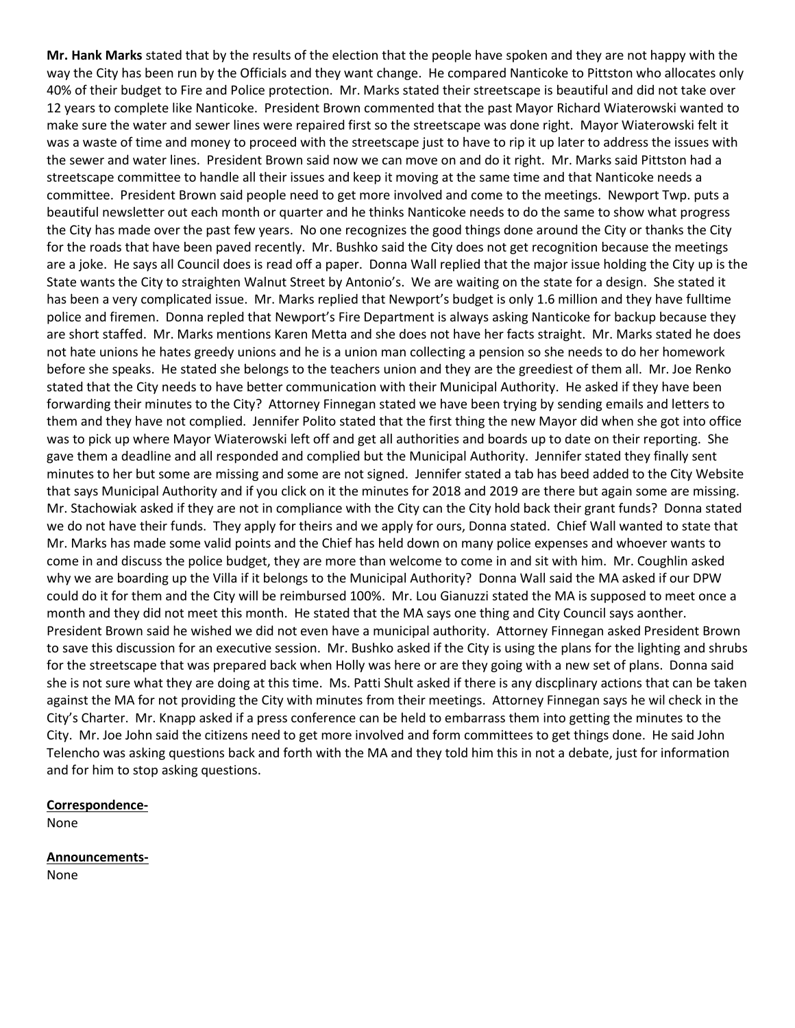**Mr. Hank Marks** stated that by the results of the election that the people have spoken and they are not happy with the way the City has been run by the Officials and they want change. He compared Nanticoke to Pittston who allocates only 40% of their budget to Fire and Police protection. Mr. Marks stated their streetscape is beautiful and did not take over 12 years to complete like Nanticoke. President Brown commented that the past Mayor Richard Wiaterowski wanted to make sure the water and sewer lines were repaired first so the streetscape was done right. Mayor Wiaterowski felt it was a waste of time and money to proceed with the streetscape just to have to rip it up later to address the issues with the sewer and water lines. President Brown said now we can move on and do it right. Mr. Marks said Pittston had a streetscape committee to handle all their issues and keep it moving at the same time and that Nanticoke needs a committee. President Brown said people need to get more involved and come to the meetings. Newport Twp. puts a beautiful newsletter out each month or quarter and he thinks Nanticoke needs to do the same to show what progress the City has made over the past few years. No one recognizes the good things done around the City or thanks the City for the roads that have been paved recently. Mr. Bushko said the City does not get recognition because the meetings are a joke. He says all Council does is read off a paper. Donna Wall replied that the major issue holding the City up is the State wants the City to straighten Walnut Street by Antonio's. We are waiting on the state for a design. She stated it has been a very complicated issue. Mr. Marks replied that Newport's budget is only 1.6 million and they have fulltime police and firemen. Donna repled that Newport's Fire Department is always asking Nanticoke for backup because they are short staffed. Mr. Marks mentions Karen Metta and she does not have her facts straight. Mr. Marks stated he does not hate unions he hates greedy unions and he is a union man collecting a pension so she needs to do her homework before she speaks. He stated she belongs to the teachers union and they are the greediest of them all. Mr. Joe Renko stated that the City needs to have better communication with their Municipal Authority. He asked if they have been forwarding their minutes to the City? Attorney Finnegan stated we have been trying by sending emails and letters to them and they have not complied. Jennifer Polito stated that the first thing the new Mayor did when she got into office was to pick up where Mayor Wiaterowski left off and get all authorities and boards up to date on their reporting. She gave them a deadline and all responded and complied but the Municipal Authority. Jennifer stated they finally sent minutes to her but some are missing and some are not signed. Jennifer stated a tab has beed added to the City Website that says Municipal Authority and if you click on it the minutes for 2018 and 2019 are there but again some are missing. Mr. Stachowiak asked if they are not in compliance with the City can the City hold back their grant funds? Donna stated we do not have their funds. They apply for theirs and we apply for ours, Donna stated. Chief Wall wanted to state that Mr. Marks has made some valid points and the Chief has held down on many police expenses and whoever wants to come in and discuss the police budget, they are more than welcome to come in and sit with him. Mr. Coughlin asked why we are boarding up the Villa if it belongs to the Municipal Authority? Donna Wall said the MA asked if our DPW could do it for them and the City will be reimbursed 100%. Mr. Lou Gianuzzi stated the MA is supposed to meet once a month and they did not meet this month. He stated that the MA says one thing and City Council says aonther. President Brown said he wished we did not even have a municipal authority. Attorney Finnegan asked President Brown to save this discussion for an executive session. Mr. Bushko asked if the City is using the plans for the lighting and shrubs for the streetscape that was prepared back when Holly was here or are they going with a new set of plans. Donna said she is not sure what they are doing at this time. Ms. Patti Shult asked if there is any discplinary actions that can be taken against the MA for not providing the City with minutes from their meetings. Attorney Finnegan says he wil check in the City's Charter. Mr. Knapp asked if a press conference can be held to embarrass them into getting the minutes to the City. Mr. Joe John said the citizens need to get more involved and form committees to get things done. He said John Telencho was asking questions back and forth with the MA and they told him this in not a debate, just for information and for him to stop asking questions.

**Correspondence-**

None

**Announcements-**

None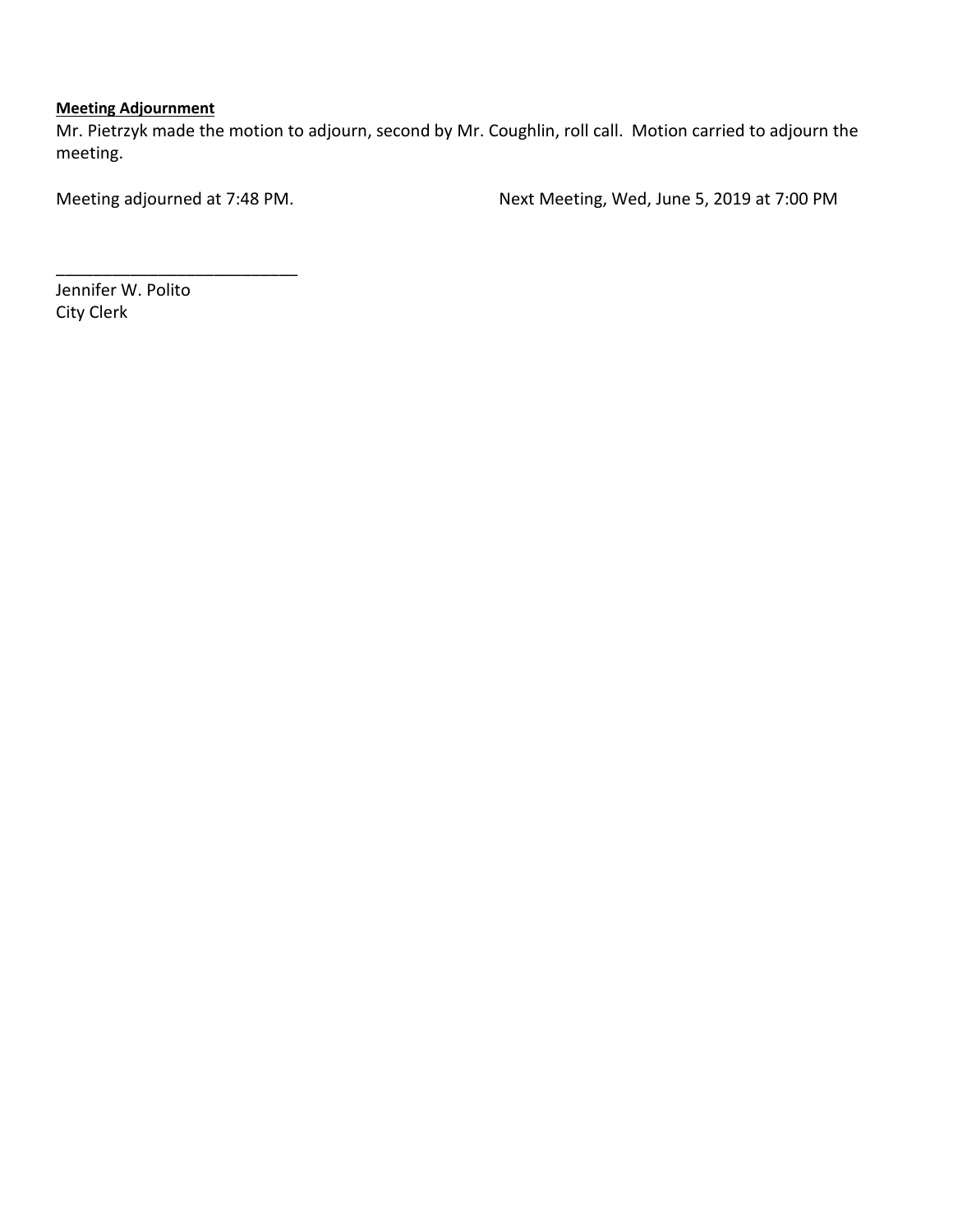**Meeting Adjournment**

Mr. Pietrzyk made the motion to adjourn, second by Mr. Coughlin, roll call. Motion carried to adjourn the meeting.

Meeting adjourned at 7:48 PM. Next Meeting, Wed, June 5, 2019 at 7:00 PM

___________________________

Jennifer W. Polito
City Clerk